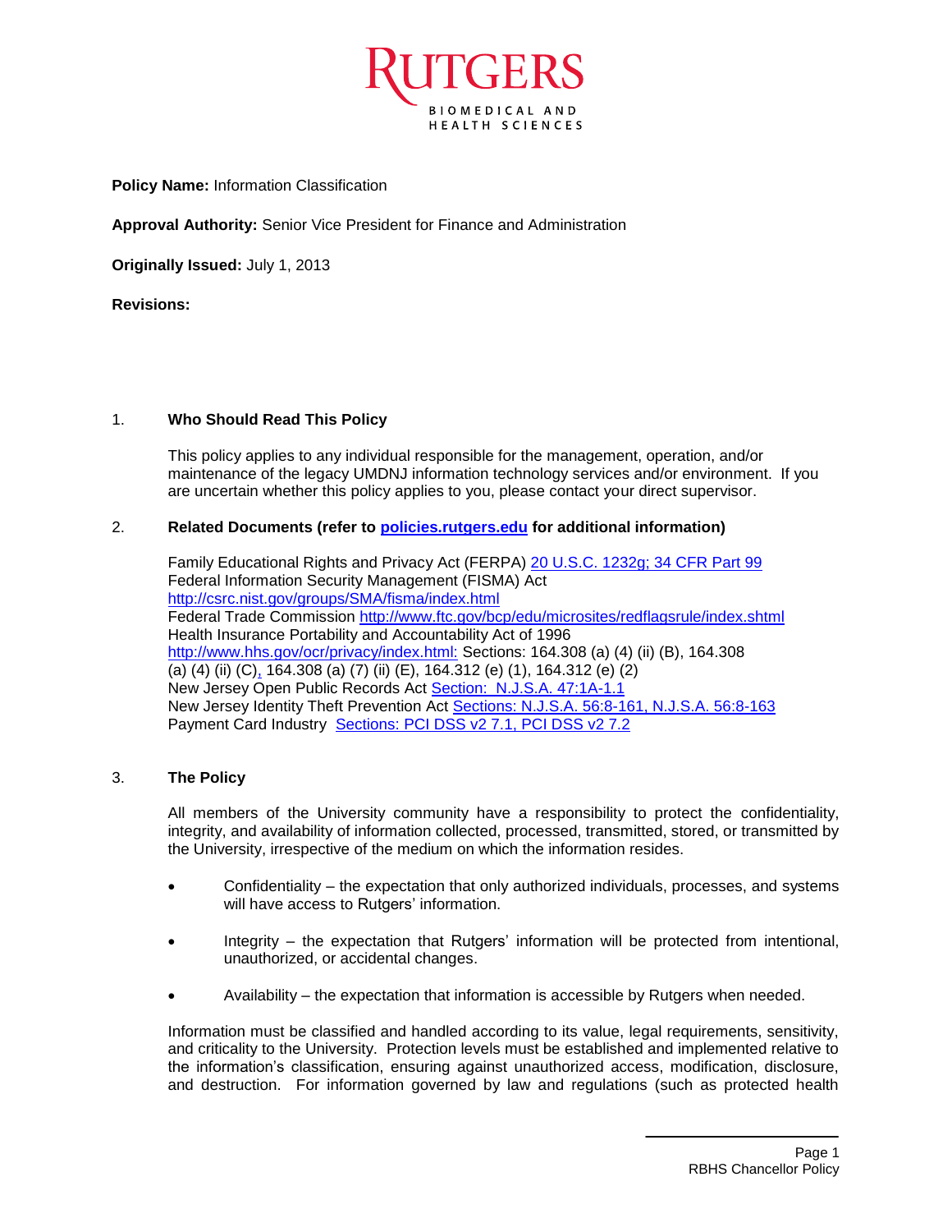**Policy Name:** Information Classification

**Approval Authority:** Senior Vice President for Finance and Administration

**Originally Issued:** July 1, 2013

**Revisions:**

## 1. Who Should Read This Policy

This policy applies to any individual responsible for the management, operation, and/or maintenance of the legacy UMDNJ information technology services and/or environment. If you are uncertain whether this policy applies to you, please contact your direct supervisor.

## 2. Related Documents (refer to policies.rutgers.edu for additional information)

Family Educational Rights and Privacy Act (FERPA) 20 U.S.C. 1232g; 34 CFR Part 99
Federal Information Security Management (FISMA) Act http://csrc.nist.gov/groups/SMA/fisma/index.html
Federal Trade Commission http://www.ftc.gov/bcp/edu/microsites/redflagsrule/index.shtml
Health Insurance Portability and Accountability Act of 1996 http://www.hhs.gov/ocr/privacy/index.html: Sections: 164.308 (a) (4) (ii) (B), 164.308 (a) (4) (ii) (C), 164.308 (a) (7) (ii) (E), 164.312 (e) (1), 164.312 (e) (2)
New Jersey Open Public Records Act Section: N.J.S.A. 47:1A-1.1
New Jersey Identity Theft Prevention Act Sections: N.J.S.A. 56:8-161, N.J.S.A. 56:8-163
Payment Card Industry Sections: PCI DSS v2 7.1, PCI DSS v2 7.2

## 3. The Policy

All members of the University community have a responsibility to protect the confidentiality, integrity, and availability of information collected, processed, transmitted, stored, or transmitted by the University, irrespective of the medium on which the information resides.

- Confidentiality – the expectation that only authorized individuals, processes, and systems will have access to Rutgers' information.
- Integrity – the expectation that Rutgers' information will be protected from intentional, unauthorized, or accidental changes.
- Availability – the expectation that information is accessible by Rutgers when needed.

Information must be classified and handled according to its value, legal requirements, sensitivity, and criticality to the University. Protection levels must be established and implemented relative to the information's classification, ensuring against unauthorized access, modification, disclosure, and destruction. For information governed by law and regulations (such as protected health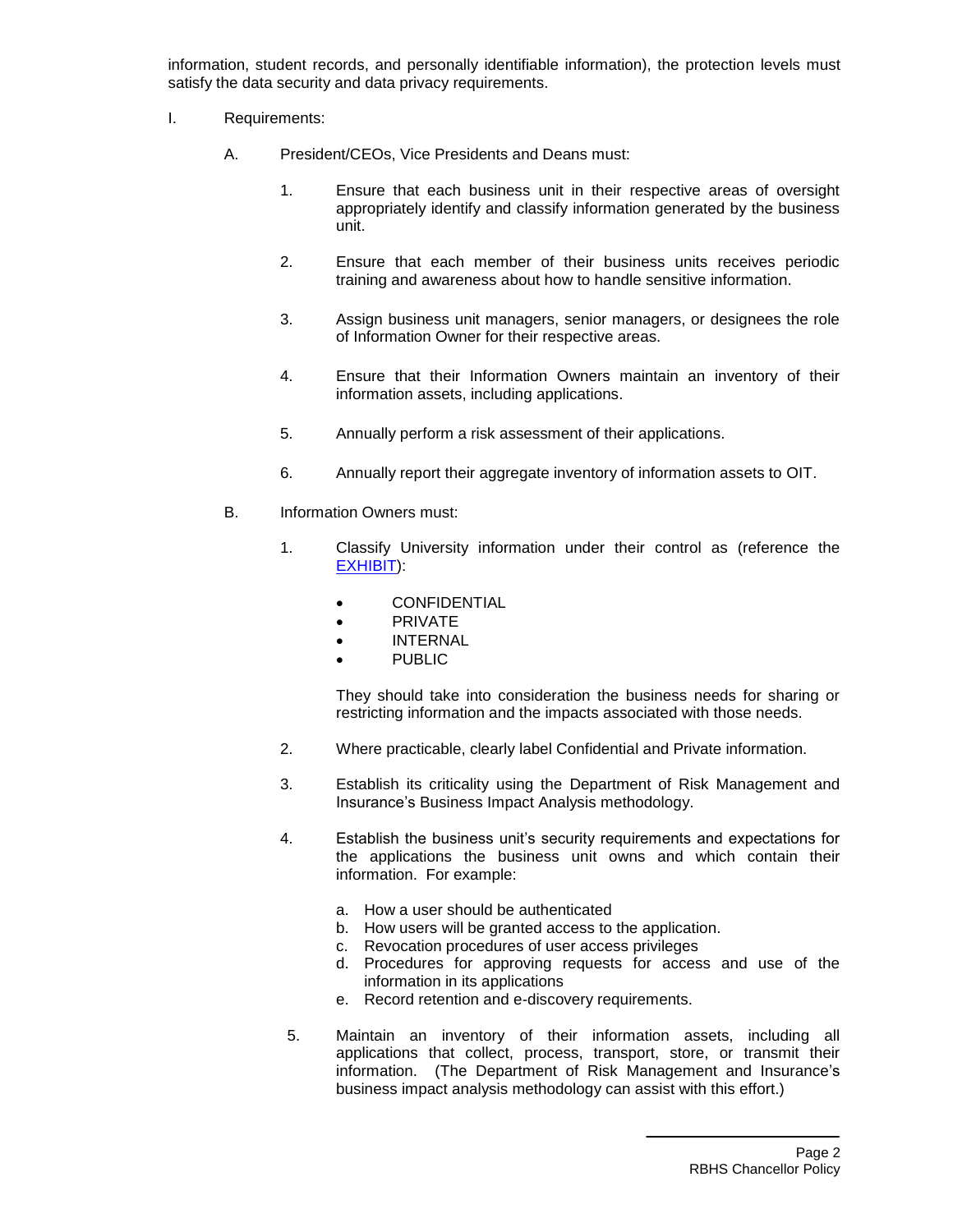information, student records, and personally identifiable information), the protection levels must satisfy the data security and data privacy requirements.

I. Requirements:

A. President/CEOs, Vice Presidents and Deans must:

1. Ensure that each business unit in their respective areas of oversight appropriately identify and classify information generated by the business unit.

2. Ensure that each member of their business units receives periodic training and awareness about how to handle sensitive information.

3. Assign business unit managers, senior managers, or designees the role of Information Owner for their respective areas.

4. Ensure that their Information Owners maintain an inventory of their information assets, including applications.

5. Annually perform a risk assessment of their applications.

6. Annually report their aggregate inventory of information assets to OIT.

B. Information Owners must:

1. Classify University information under their control as (reference the EXHIBIT):

   - CONFIDENTIAL
   - PRIVATE
   - INTERNAL
   - PUBLIC

   They should take into consideration the business needs for sharing or restricting information and the impacts associated with those needs.

2. Where practicable, clearly label Confidential and Private information.

3. Establish its criticality using the Department of Risk Management and Insurance's Business Impact Analysis methodology.

4. Establish the business unit's security requirements and expectations for the applications the business unit owns and which contain their information. For example:

   a. How a user should be authenticated
   b. How users will be granted access to the application.
   c. Revocation procedures of user access privileges
   d. Procedures for approving requests for access and use of the information in its applications
   e. Record retention and e-discovery requirements.

5. Maintain an inventory of their information assets, including all applications that collect, process, transport, store, or transmit their information. (The Department of Risk Management and Insurance's business impact analysis methodology can assist with this effort.)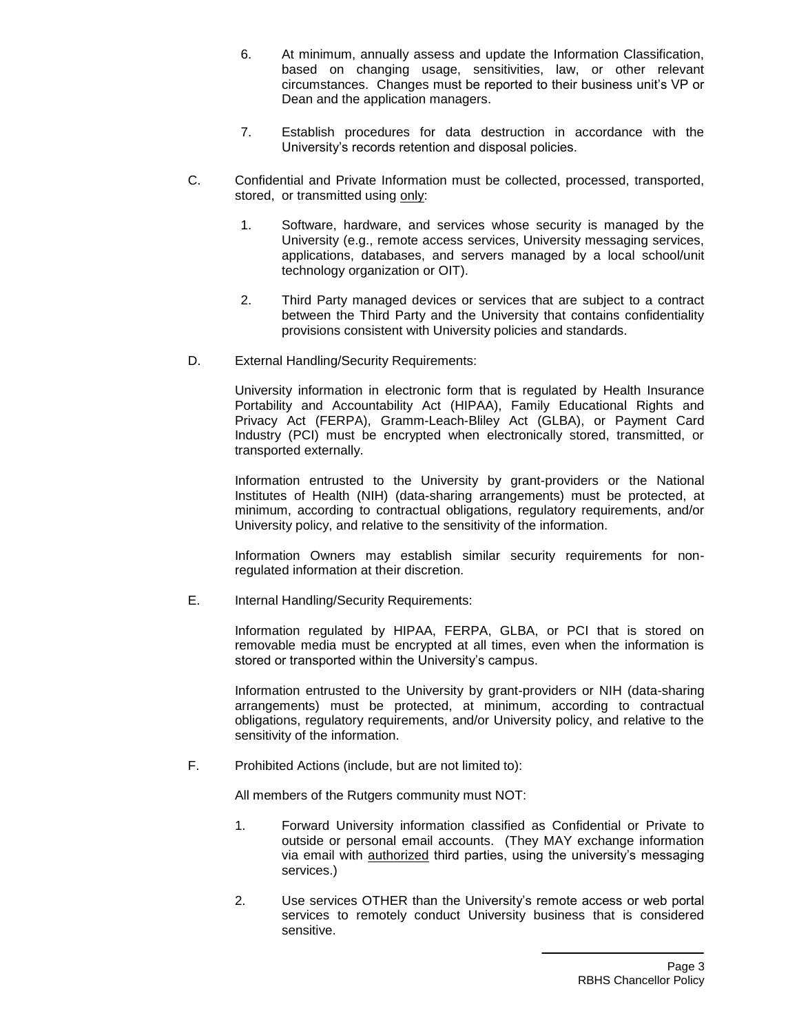6. At minimum, annually assess and update the Information Classification, based on changing usage, sensitivities, law, or other relevant circumstances. Changes must be reported to their business unit's VP or Dean and the application managers.

7. Establish procedures for data destruction in accordance with the University's records retention and disposal policies.

C. Confidential and Private Information must be collected, processed, transported, stored, or transmitted using <u>only</u>:

1. Software, hardware, and services whose security is managed by the University (e.g., remote access services, University messaging services, applications, databases, and servers managed by a local school/unit technology organization or OIT).

2. Third Party managed devices or services that are subject to a contract between the Third Party and the University that contains confidentiality provisions consistent with University policies and standards.

D. External Handling/Security Requirements:

University information in electronic form that is regulated by Health Insurance Portability and Accountability Act (HIPAA), Family Educational Rights and Privacy Act (FERPA), Gramm-Leach-Bliley Act (GLBA), or Payment Card Industry (PCI) must be encrypted when electronically stored, transmitted, or transported externally.

Information entrusted to the University by grant-providers or the National Institutes of Health (NIH) (data-sharing arrangements) must be protected, at minimum, according to contractual obligations, regulatory requirements, and/or University policy, and relative to the sensitivity of the information.

Information Owners may establish similar security requirements for non-regulated information at their discretion.

E. Internal Handling/Security Requirements:

Information regulated by HIPAA, FERPA, GLBA, or PCI that is stored on removable media must be encrypted at all times, even when the information is stored or transported within the University's campus.

Information entrusted to the University by grant-providers or NIH (data-sharing arrangements) must be protected, at minimum, according to contractual obligations, regulatory requirements, and/or University policy, and relative to the sensitivity of the information.

F. Prohibited Actions (include, but are not limited to):

All members of the Rutgers community must NOT:

1. Forward University information classified as Confidential or Private to outside or personal email accounts. (They MAY exchange information via email with <u>authorized</u> third parties, using the university's messaging services.)

2. Use services OTHER than the University's remote access or web portal services to remotely conduct University business that is considered sensitive.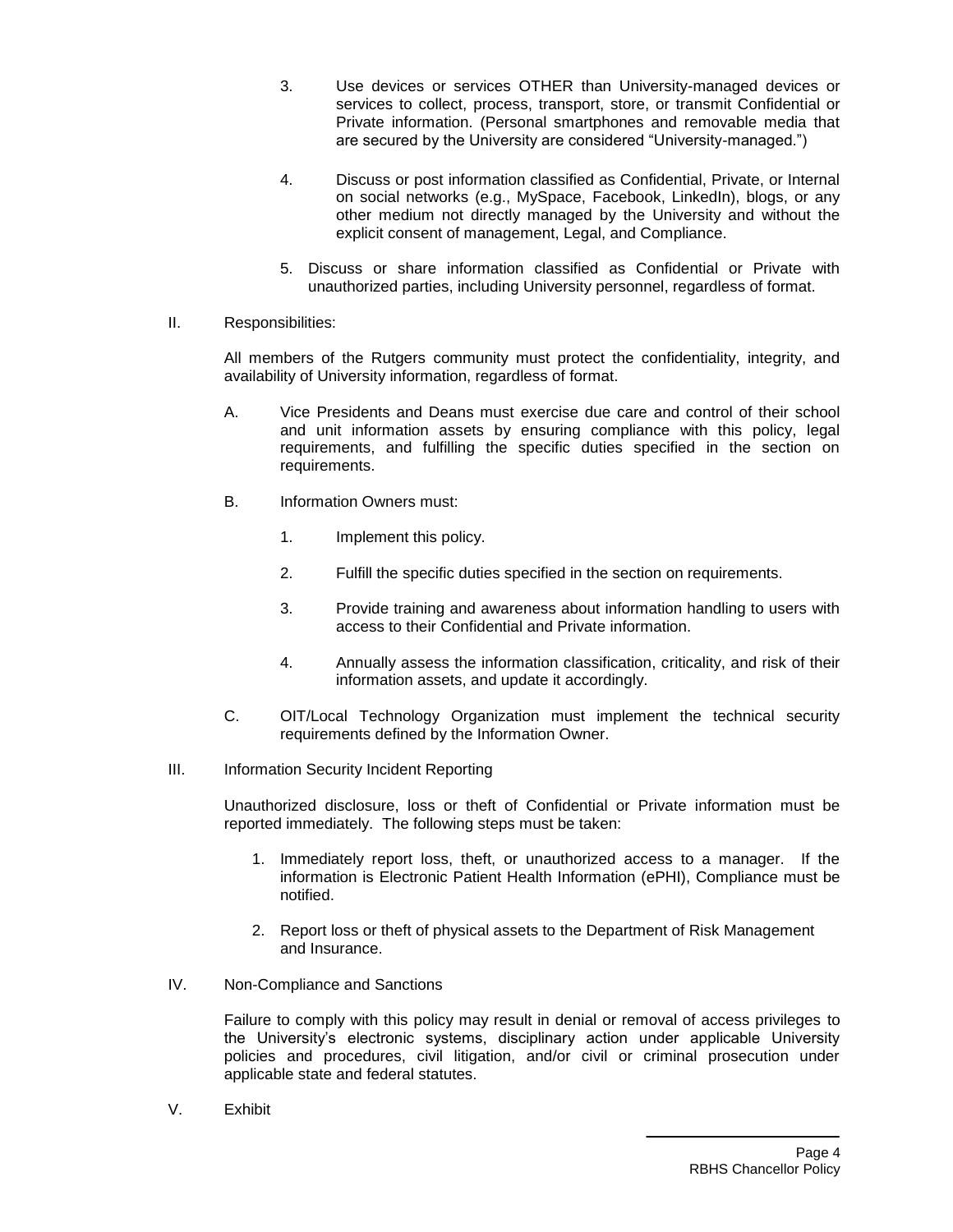3. Use devices or services OTHER than University-managed devices or services to collect, process, transport, store, or transmit Confidential or Private information. (Personal smartphones and removable media that are secured by the University are considered "University-managed.")

4. Discuss or post information classified as Confidential, Private, or Internal on social networks (e.g., MySpace, Facebook, LinkedIn), blogs, or any other medium not directly managed by the University and without the explicit consent of management, Legal, and Compliance.

5. Discuss or share information classified as Confidential or Private with unauthorized parties, including University personnel, regardless of format.

II. Responsibilities:

All members of the Rutgers community must protect the confidentiality, integrity, and availability of University information, regardless of format.

A. Vice Presidents and Deans must exercise due care and control of their school and unit information assets by ensuring compliance with this policy, legal requirements, and fulfilling the specific duties specified in the section on requirements.

B. Information Owners must:

1. Implement this policy.

2. Fulfill the specific duties specified in the section on requirements.

3. Provide training and awareness about information handling to users with access to their Confidential and Private information.

4. Annually assess the information classification, criticality, and risk of their information assets, and update it accordingly.

C. OIT/Local Technology Organization must implement the technical security requirements defined by the Information Owner.

III. Information Security Incident Reporting

Unauthorized disclosure, loss or theft of Confidential or Private information must be reported immediately. The following steps must be taken:

1. Immediately report loss, theft, or unauthorized access to a manager. If the information is Electronic Patient Health Information (ePHI), Compliance must be notified.

2. Report loss or theft of physical assets to the Department of Risk Management and Insurance.

IV. Non-Compliance and Sanctions

Failure to comply with this policy may result in denial or removal of access privileges to the University's electronic systems, disciplinary action under applicable University policies and procedures, civil litigation, and/or civil or criminal prosecution under applicable state and federal statutes.

V. Exhibit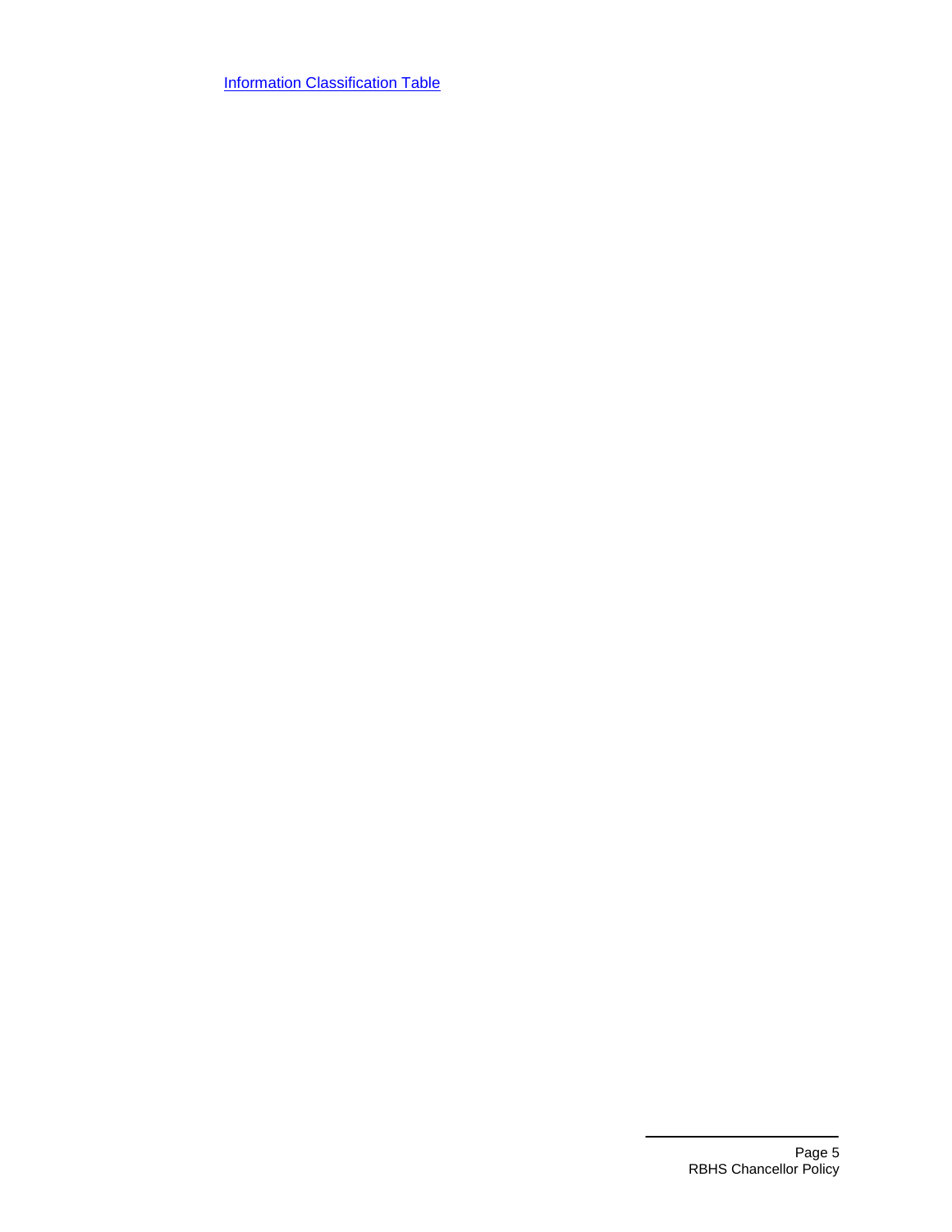[Information Classification Table]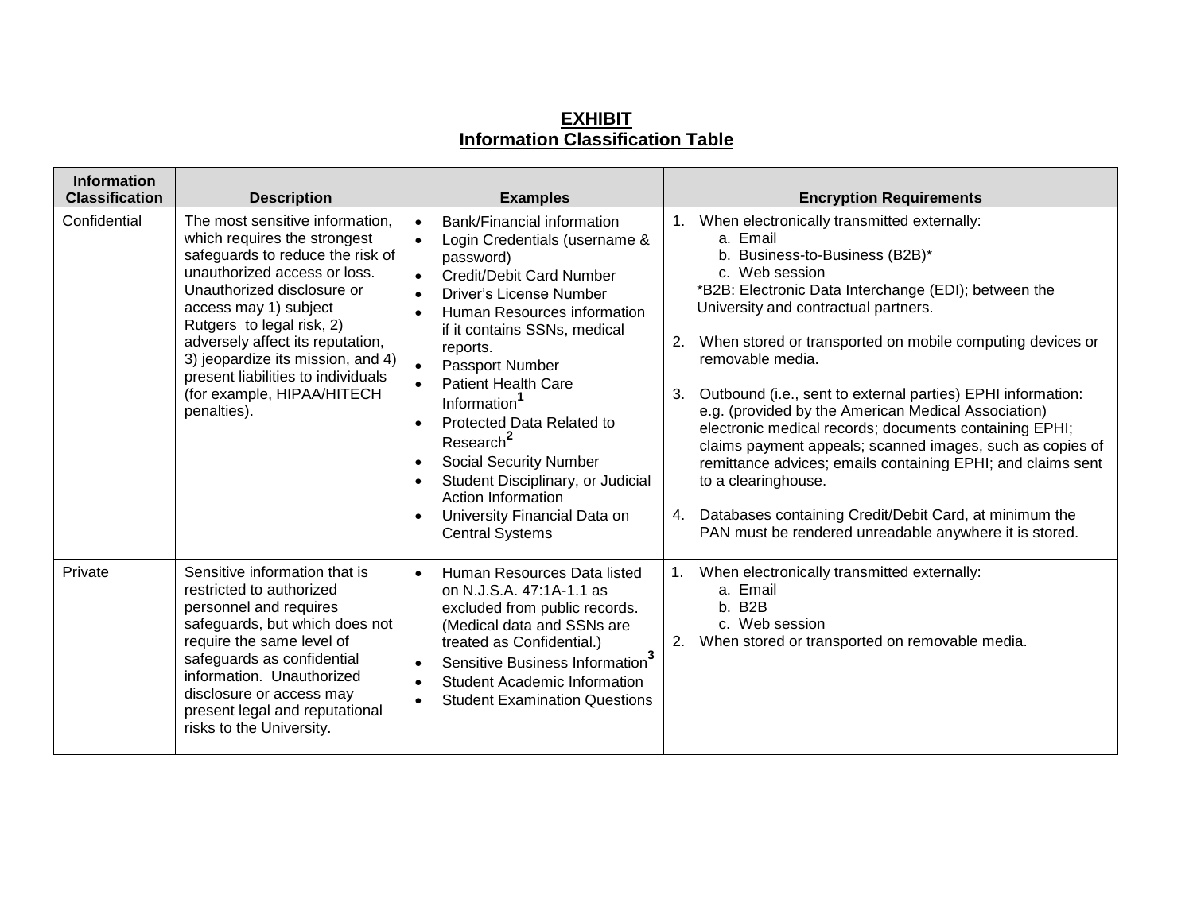**EXHIBIT**
**Information Classification Table**

| Information Classification | Description | Examples | Encryption Requirements |
|---|---|---|---|
| Confidential | The most sensitive information, which requires the strongest safeguards to reduce the risk of unauthorized access or loss. Unauthorized disclosure or access may 1) subject Rutgers to legal risk, 2) adversely affect its reputation, 3) jeopardize its mission, and 4) present liabilities to individuals (for example, HIPAA/HITECH penalties). | • Bank/Financial information<br>• Login Credentials (username & password)<br>• Credit/Debit Card Number<br>• Driver's License Number<br>• Human Resources information if it contains SSNs, medical reports.<br>• Passport Number<br>• Patient Health Care Information[1]<br>• Protected Data Related to Research[2]<br>• Social Security Number<br>• Student Disciplinary, or Judicial Action Information<br>• University Financial Data on Central Systems | 1. When electronically transmitted externally:<br>a. Email<br>b. Business-to-Business (B2B)*<br>c. Web session<br>*B2B: Electronic Data Interchange (EDI); between the University and contractual partners.<br><br>2. When stored or transported on mobile computing devices or removable media.<br><br>3. Outbound (i.e., sent to external parties) EPHI information: e.g. (provided by the American Medical Association) electronic medical records; documents containing EPHI; claims payment appeals; scanned images, such as copies of remittance advices; emails containing EPHI; and claims sent to a clearinghouse.<br><br>4. Databases containing Credit/Debit Card, at minimum the PAN must be rendered unreadable anywhere it is stored. |
| Private | Sensitive information that is restricted to authorized personnel and requires safeguards, but which does not require the same level of safeguards as confidential information. Unauthorized disclosure or access may present legal and reputational risks to the University. | • Human Resources Data listed on N.J.S.A. 47:1A-1.1 as excluded from public records. (Medical data and SSNs are treated as Confidential.)<br>• Sensitive Business Information[3]<br>• Student Academic Information<br>• Student Examination Questions | 1. When electronically transmitted externally:<br>a. Email<br>b. B2B<br>c. Web session<br>2. When stored or transported on removable media. |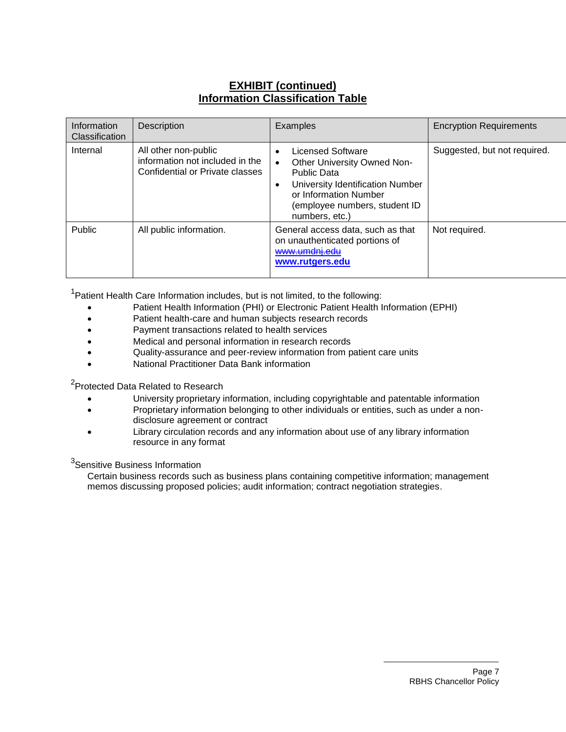**EXHIBIT (continued)**
**Information Classification Table**

| Information Classification | Description | Examples | Encryption Requirements |
|---|---|---|---|
| Internal | All other non-public information not included in the Confidential or Private classes | • Licensed Software<br>• Other University Owned Non-Public Data<br>• University Identification Number or Information Number (employee numbers, student ID numbers, etc.) | Suggested, but not required. |
| Public | All public information. | General access data, such as that on unauthenticated portions of ~~www.umdnj.edu~~ **www.rutgers.edu** | Not required. |

[1]Patient Health Care Information includes, but is not limited, to the following:

- Patient Health Information (PHI) or Electronic Patient Health Information (EPHI)
- Patient health-care and human subjects research records
- Payment transactions related to health services
- Medical and personal information in research records
- Quality-assurance and peer-review information from patient care units
- National Practitioner Data Bank information

[2]Protected Data Related to Research

- University proprietary information, including copyrightable and patentable information
- Proprietary information belonging to other individuals or entities, such as under a non-disclosure agreement or contract
- Library circulation records and any information about use of any library information resource in any format

[3]Sensitive Business Information

Certain business records such as business plans containing competitive information; management memos discussing proposed policies; audit information; contract negotiation strategies.